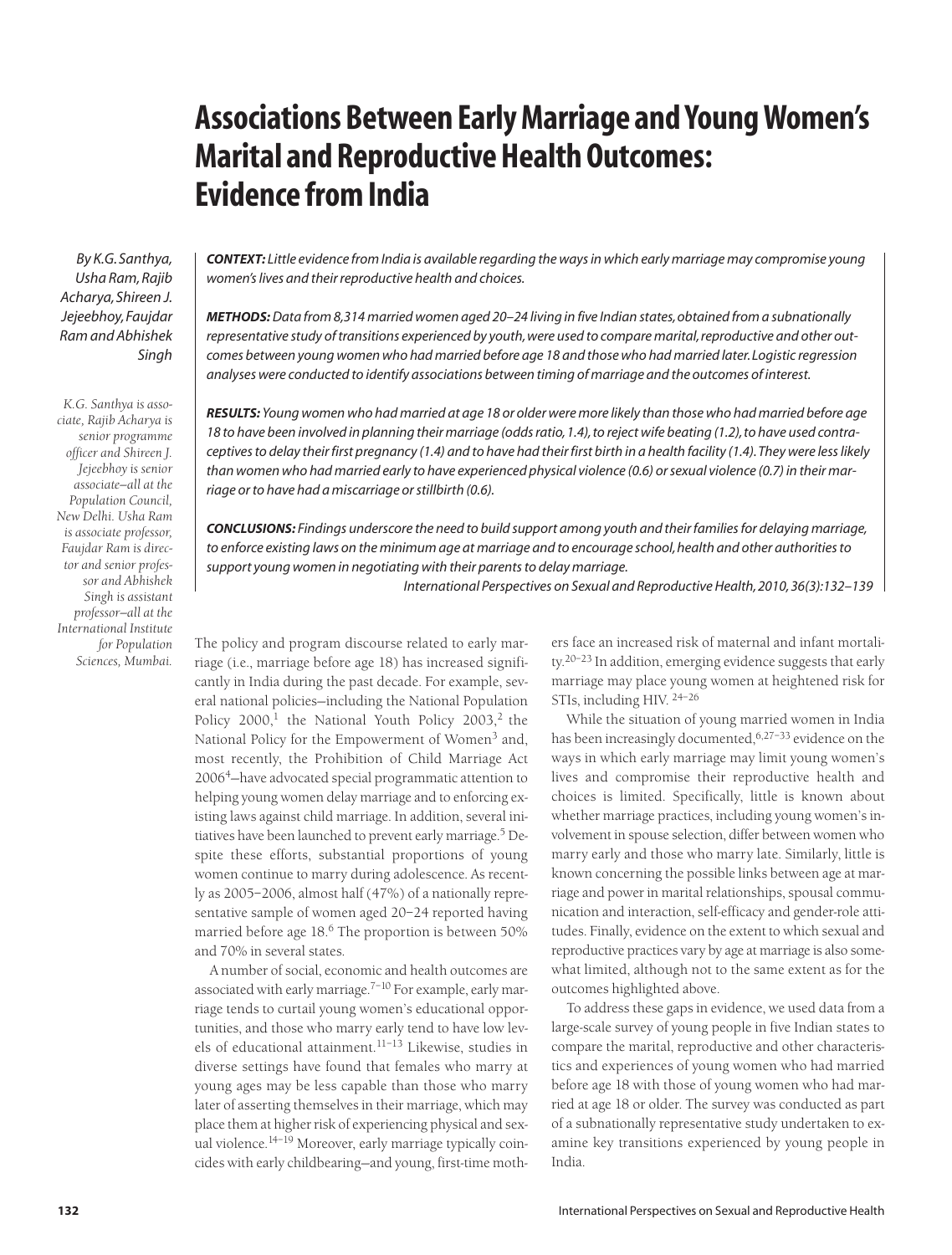# Associations Between Early Marriage and Young Women's Marital and Reproductive Health Outcomes: Evidence from India

*By K.G. Santhya, Usha Ram, Rajib Acharya, Shireen J. Jejeebhoy, Faujdar Ram and Abhishek Singh*

*K.G. Santhya is associate, Rajib Acharya is senior programme officer and Shireen J. Jejeebhoy is senior associate—all at the Population Council, New Delhi. Usha Ram is associate professor, Faujdar Ram is director and senior professor and Abhishek Singh is assistant professor—all at the International Institute for Population Sciences, Mumbai.*

***CONTEXT:*** *Little evidence from India is available regarding the ways in which early marriage may compromise young women's lives and their reproductive health and choices.*

***METHODS:*** *Data from 8,314 married women aged 20–24 living in five Indian states, obtained from a subnationally representative study of transitions experienced by youth, were used to compare marital, reproductive and other outcomes between young women who had married before age 18 and those who had married later. Logistic regression analyses were conducted to identify associations between timing of marriage and the outcomes of interest.*

***RESULTS:*** *Young women who had married at age 18 or older were more likely than those who had married before age 18 to have been involved in planning their marriage (odds ratio, 1.4), to reject wife beating (1.2), to have used contraceptives to delay their first pregnancy (1.4) and to have had their first birth in a health facility (1.4). They were less likely than women who had married early to have experienced physical violence (0.6) or sexual violence (0.7) in their marriage or to have had a miscarriage or stillbirth (0.6).*

***CONCLUSIONS:*** *Findings underscore the need to build support among youth and their families for delaying marriage, to enforce existing laws on the minimum age at marriage and to encourage school, health and other authorities to support young women in negotiating with their parents to delay marriage.*

*International Perspectives on Sexual and Reproductive Health, 2010, 36(3):132–139*

The policy and program discourse related to early marriage (i.e., marriage before age 18) has increased significantly in India during the past decade. For example, several national policies—including the National Population Policy 2000,[1] the National Youth Policy 2003,[2] the National Policy for the Empowerment of Women[3] and, most recently, the Prohibition of Child Marriage Act 2006[4]—have advocated special programmatic attention to helping young women delay marriage and to enforcing existing laws against child marriage. In addition, several initiatives have been launched to prevent early marriage.[5] Despite these efforts, substantial proportions of young women continue to marry during adolescence. As recently as 2005–2006, almost half (47%) of a nationally representative sample of women aged 20–24 reported having married before age 18.[6] The proportion is between 50% and 70% in several states.

A number of social, economic and health outcomes are associated with early marriage.[7–10] For example, early marriage tends to curtail young women's educational opportunities, and those who marry early tend to have low levels of educational attainment.[11–13] Likewise, studies in diverse settings have found that females who marry at young ages may be less capable than those who marry later of asserting themselves in their marriage, which may place them at higher risk of experiencing physical and sexual violence.[14–19] Moreover, early marriage typically coincides with early childbearing—and young, first-time mothers face an increased risk of maternal and infant mortality.[20–23] In addition, emerging evidence suggests that early marriage may place young women at heightened risk for STIs, including HIV.[24–26]

While the situation of young married women in India has been increasingly documented,[6,27–33] evidence on the ways in which early marriage may limit young women's lives and compromise their reproductive health and choices is limited. Specifically, little is known about whether marriage practices, including young women's involvement in spouse selection, differ between women who marry early and those who marry late. Similarly, little is known concerning the possible links between age at marriage and power in marital relationships, spousal communication and interaction, self-efficacy and gender-role attitudes. Finally, evidence on the extent to which sexual and reproductive practices vary by age at marriage is also somewhat limited, although not to the same extent as for the outcomes highlighted above.

To address these gaps in evidence, we used data from a large-scale survey of young people in five Indian states to compare the marital, reproductive and other characteristics and experiences of young women who had married before age 18 with those of young women who had married at age 18 or older. The survey was conducted as part of a subnationally representative study undertaken to examine key transitions experienced by young people in India.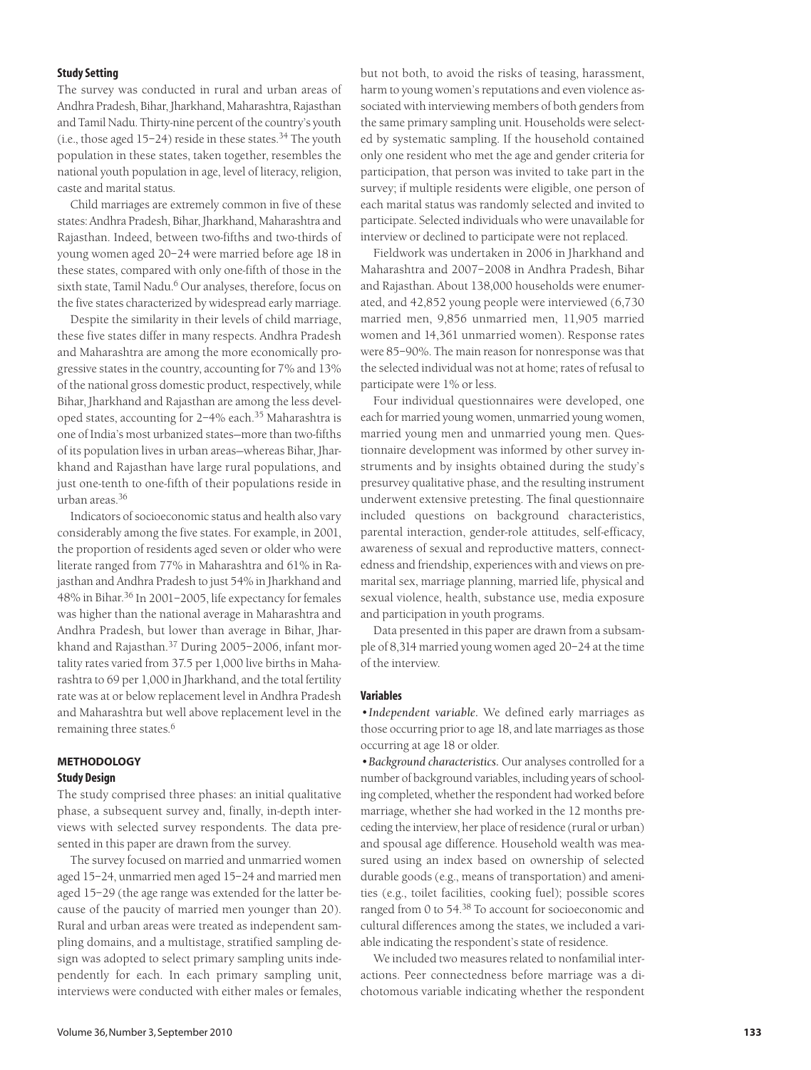### Study Setting

The survey was conducted in rural and urban areas of Andhra Pradesh, Bihar, Jharkhand, Maharashtra, Rajasthan and Tamil Nadu. Thirty-nine percent of the country's youth (i.e., those aged 15–24) reside in these states.[34] The youth population in these states, taken together, resembles the national youth population in age, level of literacy, religion, caste and marital status.

Child marriages are extremely common in five of these states: Andhra Pradesh, Bihar, Jharkhand, Maharashtra and Rajasthan. Indeed, between two-fifths and two-thirds of young women aged 20–24 were married before age 18 in these states, compared with only one-fifth of those in the sixth state, Tamil Nadu.[6] Our analyses, therefore, focus on the five states characterized by widespread early marriage.

Despite the similarity in their levels of child marriage, these five states differ in many respects. Andhra Pradesh and Maharashtra are among the more economically progressive states in the country, accounting for 7% and 13% of the national gross domestic product, respectively, while Bihar, Jharkhand and Rajasthan are among the less developed states, accounting for 2–4% each.[35] Maharashtra is one of India's most urbanized states—more than two-fifths of its population lives in urban areas—whereas Bihar, Jharkhand and Rajasthan have large rural populations, and just one-tenth to one-fifth of their populations reside in urban areas.[36]

Indicators of socioeconomic status and health also vary considerably among the five states. For example, in 2001, the proportion of residents aged seven or older who were literate ranged from 77% in Maharashtra and 61% in Rajasthan and Andhra Pradesh to just 54% in Jharkhand and 48% in Bihar.[36] In 2001–2005, life expectancy for females was higher than the national average in Maharashtra and Andhra Pradesh, but lower than average in Bihar, Jharkhand and Rajasthan.[37] During 2005–2006, infant mortality rates varied from 37.5 per 1,000 live births in Maharashtra to 69 per 1,000 in Jharkhand, and the total fertility rate was at or below replacement level in Andhra Pradesh and Maharashtra but well above replacement level in the remaining three states.[6]

## METHODOLOGY

### Study Design

The study comprised three phases: an initial qualitative phase, a subsequent survey and, finally, in-depth interviews with selected survey respondents. The data presented in this paper are drawn from the survey.

The survey focused on married and unmarried women aged 15–24, unmarried men aged 15–24 and married men aged 15–29 (the age range was extended for the latter because of the paucity of married men younger than 20). Rural and urban areas were treated as independent sampling domains, and a multistage, stratified sampling design was adopted to select primary sampling units independently for each. In each primary sampling unit, interviews were conducted with either males or females, but not both, to avoid the risks of teasing, harassment, harm to young women's reputations and even violence associated with interviewing members of both genders from the same primary sampling unit. Households were selected by systematic sampling. If the household contained only one resident who met the age and gender criteria for participation, that person was invited to take part in the survey; if multiple residents were eligible, one person of each marital status was randomly selected and invited to participate. Selected individuals who were unavailable for interview or declined to participate were not replaced.

Fieldwork was undertaken in 2006 in Jharkhand and Maharashtra and 2007–2008 in Andhra Pradesh, Bihar and Rajasthan. About 138,000 households were enumerated, and 42,852 young people were interviewed (6,730 married men, 9,856 unmarried men, 11,905 married women and 14,361 unmarried women). Response rates were 85–90%. The main reason for nonresponse was that the selected individual was not at home; rates of refusal to participate were 1% or less.

Four individual questionnaires were developed, one each for married young women, unmarried young women, married young men and unmarried young men. Questionnaire development was informed by other survey instruments and by insights obtained during the study's presurvey qualitative phase, and the resulting instrument underwent extensive pretesting. The final questionnaire included questions on background characteristics, parental interaction, gender-role attitudes, self-efficacy, awareness of sexual and reproductive matters, connectedness and friendship, experiences with and views on premarital sex, marriage planning, married life, physical and sexual violence, health, substance use, media exposure and participation in youth programs.

Data presented in this paper are drawn from a subsample of 8,314 married young women aged 20–24 at the time of the interview.

### Variables

- *Independent variable.* We defined early marriages as those occurring prior to age 18, and late marriages as those occurring at age 18 or older.
- *Background characteristics.* Our analyses controlled for a number of background variables, including years of schooling completed, whether the respondent had worked before marriage, whether she had worked in the 12 months preceding the interview, her place of residence (rural or urban) and spousal age difference. Household wealth was measured using an index based on ownership of selected durable goods (e.g., means of transportation) and amenities (e.g., toilet facilities, cooking fuel); possible scores ranged from 0 to 54.[38] To account for socioeconomic and cultural differences among the states, we included a variable indicating the respondent's state of residence.

We included two measures related to nonfamilial interactions. Peer connectedness before marriage was a dichotomous variable indicating whether the respondent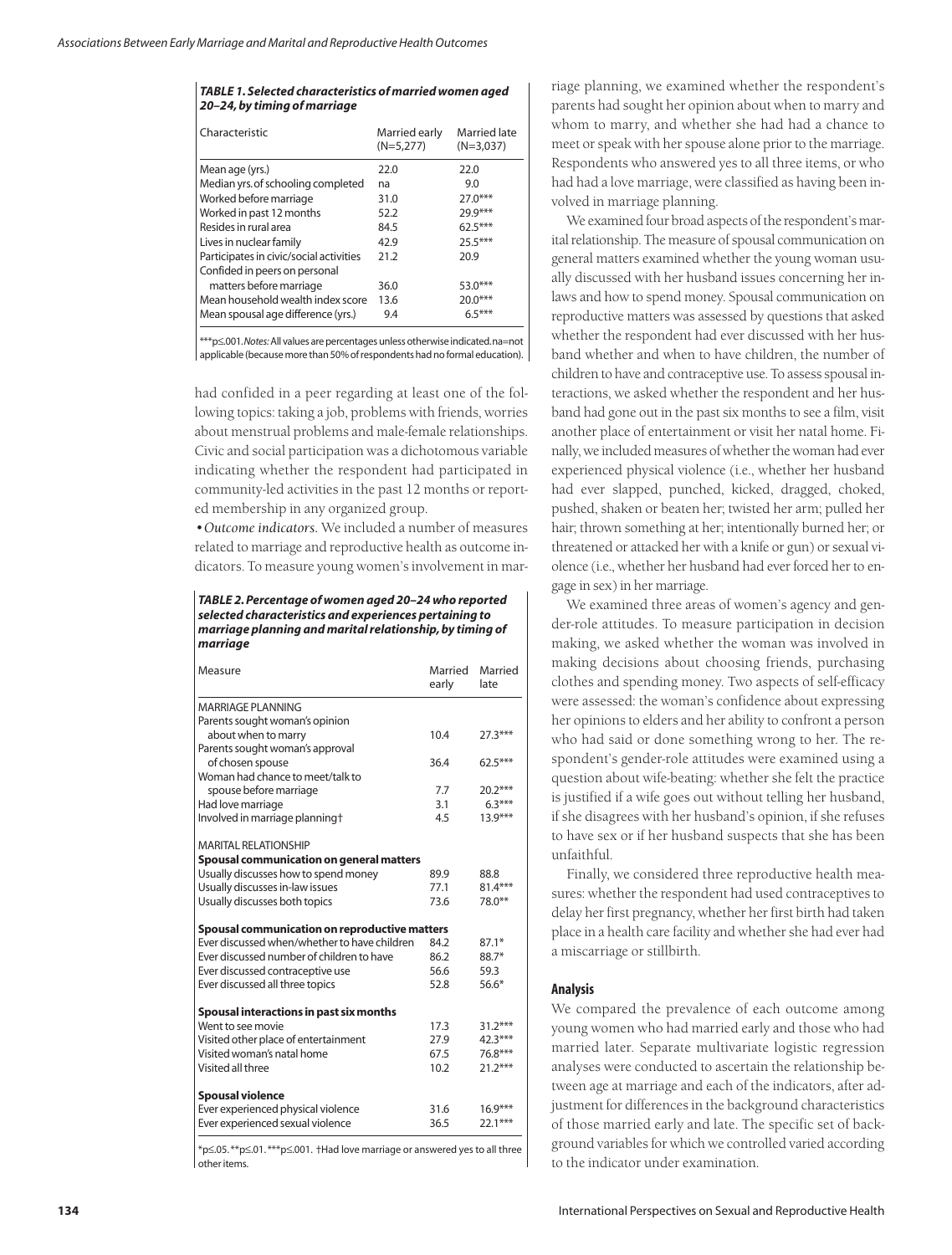**TABLE 1. Selected characteristics of married women aged 20–24, by timing of marriage**

| Characteristic | Married early (N=5,277) | Married late (N=3,037) |
|---|---|---|
| Mean age (yrs.) | 22.0 | 22.0 |
| Median yrs. of schooling completed | na | 9.0 |
| Worked before marriage | 31.0 | 27.0*** |
| Worked in past 12 months | 52.2 | 29.9*** |
| Resides in rural area | 84.5 | 62.5*** |
| Lives in nuclear family | 42.9 | 25.5*** |
| Participates in civic/social activities | 21.2 | 20.9 |
| Confided in peers on personal matters before marriage | 36.0 | 53.0*** |
| Mean household wealth index score | 13.6 | 20.0*** |
| Mean spousal age difference (yrs.) | 9.4 | 6.5*** |

***p≤.001. *Notes:* All values are percentages unless otherwise indicated. na=not applicable (because more than 50% of respondents had no formal education).

had confided in a peer regarding at least one of the following topics: taking a job, problems with friends, worries about menstrual problems and male-female relationships. Civic and social participation was a dichotomous variable indicating whether the respondent had participated in community-led activities in the past 12 months or reported membership in any organized group.

• *Outcome indicators.* We included a number of measures related to marriage and reproductive health as outcome indicators. To measure young women's involvement in marriage planning, we examined whether the respondent's parents had sought her opinion about when to marry and whom to marry, and whether she had had a chance to meet or speak with her spouse alone prior to the marriage. Respondents who answered yes to all three items, or who had had a love marriage, were classified as having been involved in marriage planning.

**TABLE 2. Percentage of women aged 20–24 who reported selected characteristics and experiences pertaining to marriage planning and marital relationship, by timing of marriage**

| Measure | Married early | Married late |
|---|---|---|
| MARRIAGE PLANNING | | |
| Parents sought woman's opinion about when to marry | 10.4 | 27.3*** |
| Parents sought woman's approval of chosen spouse | 36.4 | 62.5*** |
| Woman had chance to meet/talk to spouse before marriage | 7.7 | 20.2*** |
| Had love marriage | 3.1 | 6.3*** |
| Involved in marriage planning† | 4.5 | 13.9*** |
| MARITAL RELATIONSHIP | | |
| **Spousal communication on general matters** | | |
| Usually discusses how to spend money | 89.9 | 88.8 |
| Usually discusses in-law issues | 77.1 | 81.4*** |
| Usually discusses both topics | 73.6 | 78.0** |
| **Spousal communication on reproductive matters** | | |
| Ever discussed when/whether to have children | 84.2 | 87.1* |
| Ever discussed number of children to have | 86.2 | 88.7* |
| Ever discussed contraceptive use | 56.6 | 59.3 |
| Ever discussed all three topics | 52.8 | 56.6* |
| **Spousal interactions in past six months** | | |
| Went to see movie | 17.3 | 31.2*** |
| Visited other place of entertainment | 27.9 | 42.3*** |
| Visited woman's natal home | 67.5 | 76.8*** |
| Visited all three | 10.2 | 21.2*** |
| **Spousal violence** | | |
| Ever experienced physical violence | 31.6 | 16.9*** |
| Ever experienced sexual violence | 36.5 | 22.1*** |

*p≤.05. **p≤.01. ***p≤.001. †Had love marriage or answered yes to all three other items.

We examined four broad aspects of the respondent's marital relationship. The measure of spousal communication on general matters examined whether the young woman usually discussed with her husband issues concerning her in-laws and how to spend money. Spousal communication on reproductive matters was assessed by questions that asked whether the respondent had ever discussed with her husband whether and when to have children, the number of children to have and contraceptive use. To assess spousal interactions, we asked whether the respondent and her husband had gone out in the past six months to see a film, visit another place of entertainment or visit her natal home. Finally, we included measures of whether the woman had ever experienced physical violence (i.e., whether her husband had ever slapped, punched, kicked, dragged, choked, pushed, shaken or beaten her; twisted her arm; pulled her hair; thrown something at her; intentionally burned her; or threatened or attacked her with a knife or gun) or sexual violence (i.e., whether her husband had ever forced her to engage in sex) in her marriage.

We examined three areas of women's agency and gender-role attitudes. To measure participation in decision making, we asked whether the woman was involved in making decisions about choosing friends, purchasing clothes and spending money. Two aspects of self-efficacy were assessed: the woman's confidence about expressing her opinions to elders and her ability to confront a person who had said or done something wrong to her. The respondent's gender-role attitudes were examined using a question about wife-beating: whether she felt the practice is justified if a wife goes out without telling her husband, if she disagrees with her husband's opinion, if she refuses to have sex or if her husband suspects that she has been unfaithful.

Finally, we considered three reproductive health measures: whether the respondent had used contraceptives to delay her first pregnancy, whether her first birth had taken place in a health care facility and whether she had ever had a miscarriage or stillbirth.

### Analysis

We compared the prevalence of each outcome among young women who had married early and those who had married later. Separate multivariate logistic regression analyses were conducted to ascertain the relationship between age at marriage and each of the indicators, after adjustment for differences in the background characteristics of those married early and late. The specific set of background variables for which we controlled varied according to the indicator under examination.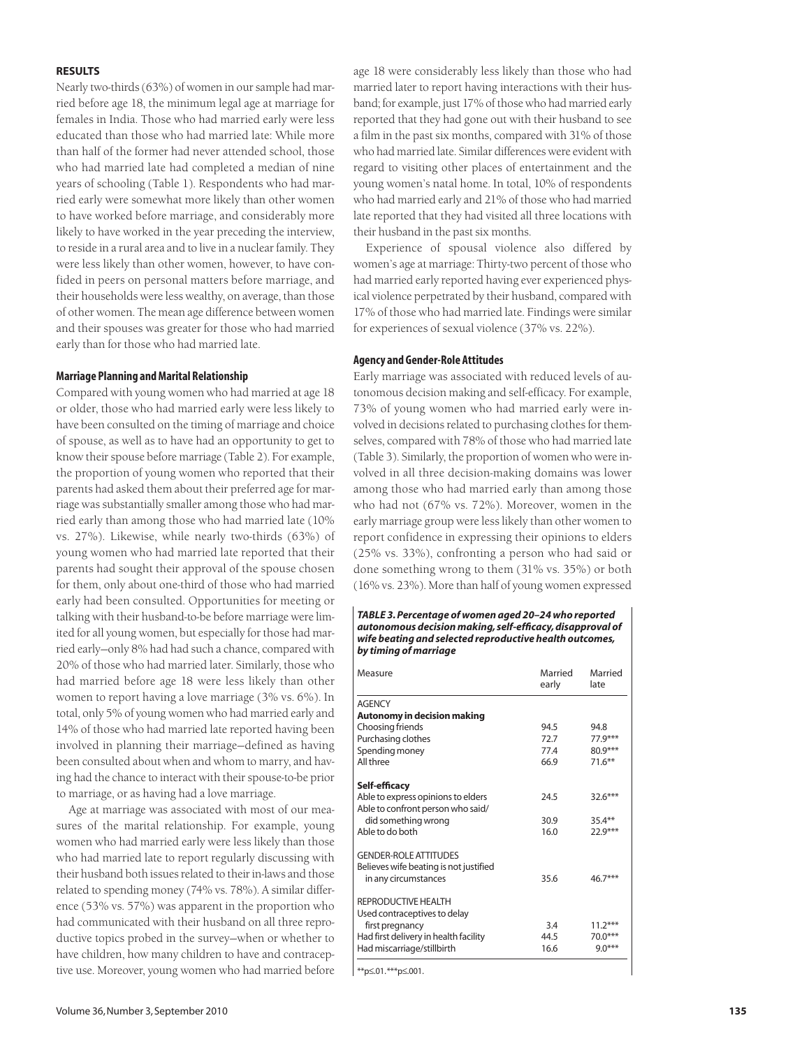## RESULTS

Nearly two-thirds (63%) of women in our sample had married before age 18, the minimum legal age at marriage for females in India. Those who had married early were less educated than those who had married late: While more than half of the former had never attended school, those who had married late had completed a median of nine years of schooling (Table 1). Respondents who had married early were somewhat more likely than other women to have worked before marriage, and considerably more likely to have worked in the year preceding the interview, to reside in a rural area and to live in a nuclear family. They were less likely than other women, however, to have confided in peers on personal matters before marriage, and their households were less wealthy, on average, than those of other women. The mean age difference between women and their spouses was greater for those who had married early than for those who had married late.

### Marriage Planning and Marital Relationship

Compared with young women who had married at age 18 or older, those who had married early were less likely to have been consulted on the timing of marriage and choice of spouse, as well as to have had an opportunity to get to know their spouse before marriage (Table 2). For example, the proportion of young women who reported that their parents had asked them about their preferred age for marriage was substantially smaller among those who had married early than among those who had married late (10% vs. 27%). Likewise, while nearly two-thirds (63%) of young women who had married late reported that their parents had sought their approval of the spouse chosen for them, only about one-third of those who had married early had been consulted. Opportunities for meeting or talking with their husband-to-be before marriage were limited for all young women, but especially for those had married early—only 8% had had such a chance, compared with 20% of those who had married later. Similarly, those who had married before age 18 were less likely than other women to report having a love marriage (3% vs. 6%). In total, only 5% of young women who had married early and 14% of those who had married late reported having been involved in planning their marriage—defined as having been consulted about when and whom to marry, and having had the chance to interact with their spouse-to-be prior to marriage, or as having had a love marriage.

Age at marriage was associated with most of our measures of the marital relationship. For example, young women who had married early were less likely than those who had married late to report regularly discussing with their husband both issues related to their in-laws and those related to spending money (74% vs. 78%). A similar difference (53% vs. 57%) was apparent in the proportion who had communicated with their husband on all three reproductive topics probed in the survey—when or whether to have children, how many children to have and contraceptive use. Moreover, young women who had married before age 18 were considerably less likely than those who had married later to report having interactions with their husband; for example, just 17% of those who had married early reported that they had gone out with their husband to see a film in the past six months, compared with 31% of those who had married late. Similar differences were evident with regard to visiting other places of entertainment and the young women's natal home. In total, 10% of respondents who had married early and 21% of those who had married late reported that they had visited all three locations with their husband in the past six months.

Experience of spousal violence also differed by women's age at marriage: Thirty-two percent of those who had married early reported having ever experienced physical violence perpetrated by their husband, compared with 17% of those who had married late. Findings were similar for experiences of sexual violence (37% vs. 22%).

### Agency and Gender-Role Attitudes

Early marriage was associated with reduced levels of autonomous decision making and self-efficacy. For example, 73% of young women who had married early were involved in decisions related to purchasing clothes for themselves, compared with 78% of those who had married late (Table 3). Similarly, the proportion of women who were involved in all three decision-making domains was lower among those who had married early than among those who had not (67% vs. 72%). Moreover, women in the early marriage group were less likely than other women to report confidence in expressing their opinions to elders (25% vs. 33%), confronting a person who had said or done something wrong to them (31% vs. 35%) or both (16% vs. 23%). More than half of young women expressed

***TABLE 3. Percentage of women aged 20–24 who reported autonomous decision making, self-efficacy, disapproval of wife beating and selected reproductive health outcomes, by timing of marriage***

| Measure | Married early | Married late |
|---|---|---|
| AGENCY | | |
| **Autonomy in decision making** | | |
| Choosing friends | 94.5 | 94.8 |
| Purchasing clothes | 72.7 | 77.9*** |
| Spending money | 77.4 | 80.9*** |
| All three | 66.9 | 71.6** |
| **Self-efficacy** | | |
| Able to express opinions to elders | 24.5 | 32.6*** |
| Able to confront person who said/ did something wrong | 30.9 | 35.4** |
| Able to do both | 16.0 | 22.9*** |
| GENDER-ROLE ATTITUDES | | |
| Believes wife beating is not justified in any circumstances | 35.6 | 46.7*** |
| REPRODUCTIVE HEALTH | | |
| Used contraceptives to delay first pregnancy | 3.4 | 11.2*** |
| Had first delivery in health facility | 44.5 | 70.0*** |
| Had miscarriage/stillbirth | 16.6 | 9.0*** |

**$p \leq .01$. ***$p \leq .001$.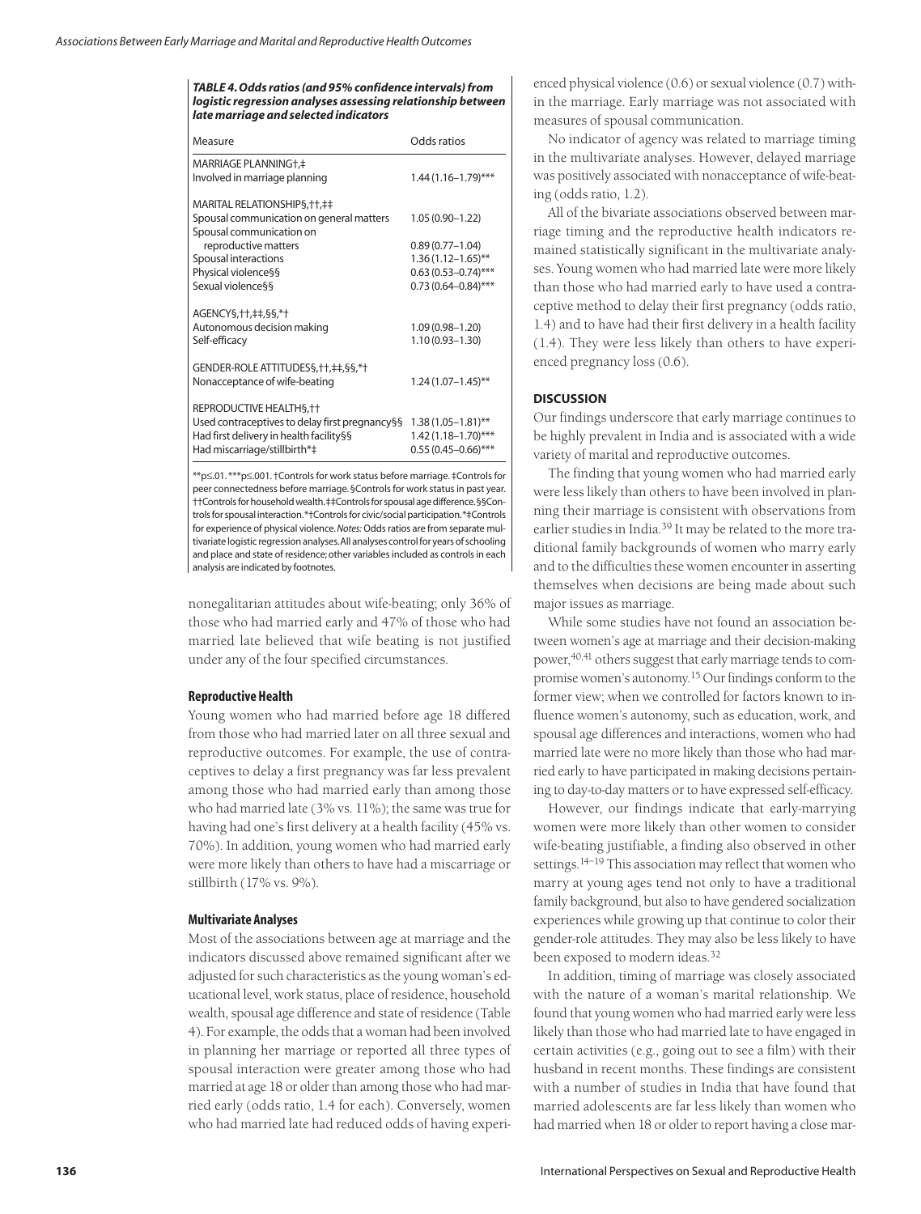**TABLE 4. Odds ratios (and 95% confidence intervals) from logistic regression analyses assessing relationship between late marriage and selected indicators**

| Measure | Odds ratios |
|---|---|
| MARRIAGE PLANNING†,‡ | |
| Involved in marriage planning | 1.44 (1.16–1.79)*** |
| MARITAL RELATIONSHIP§,††,‡‡ | |
| Spousal communication on general matters | 1.05 (0.90–1.22) |
| Spousal communication on reproductive matters | 0.89 (0.77–1.04) |
| Spousal interactions | 1.36 (1.12–1.65)** |
| Physical violence§§ | 0.63 (0.53–0.74)*** |
| Sexual violence§§ | 0.73 (0.64–0.84)*** |
| AGENCY§,††,‡‡,§§,*† | |
| Autonomous decision making | 1.09 (0.98–1.20) |
| Self-efficacy | 1.10 (0.93–1.30) |
| GENDER-ROLE ATTITUDES§,††,‡‡,§§,*† | |
| Nonacceptance of wife-beating | 1.24 (1.07–1.45)** |
| REPRODUCTIVE HEALTH§,†† | |
| Used contraceptives to delay first pregnancy§§ | 1.38 (1.05–1.81)** |
| Had first delivery in health facility§§ | 1.42 (1.18–1.70)*** |
| Had miscarriage/stillbirth*‡ | 0.55 (0.45–0.66)*** |

**p≤.01. ***p≤.001. †Controls for work status before marriage. ‡Controls for peer connectedness before marriage. §Controls for work status in past year. ††Controls for household wealth. ‡‡Controls for spousal age difference. §§Controls for spousal interaction. *†Controls for civic/social participation. *‡Controls for experience of physical violence. *Notes:* Odds ratios are from separate multivariate logistic regression analyses. All analyses control for years of schooling and place and state of residence; other variables included as controls in each analysis are indicated by footnotes.

nonegalitarian attitudes about wife-beating; only 36% of those who had married early and 47% of those who had married late believed that wife beating is not justified under any of the four specified circumstances.

### Reproductive Health

Young women who had married before age 18 differed from those who had married later on all three sexual and reproductive outcomes. For example, the use of contraceptives to delay a first pregnancy was far less prevalent among those who had married early than among those who had married late (3% vs. 11%); the same was true for having had one's first delivery at a health facility (45% vs. 70%). In addition, young women who had married early were more likely than others to have had a miscarriage or stillbirth (17% vs. 9%).

### Multivariate Analyses

Most of the associations between age at marriage and the indicators discussed above remained significant after we adjusted for such characteristics as the young woman's educational level, work status, place of residence, household wealth, spousal age difference and state of residence (Table 4). For example, the odds that a woman had been involved in planning her marriage or reported all three types of spousal interaction were greater among those who had married at age 18 or older than among those who had married early (odds ratio, 1.4 for each). Conversely, women who had married late had reduced odds of having experienced physical violence (0.6) or sexual violence (0.7) within the marriage. Early marriage was not associated with measures of spousal communication.

No indicator of agency was related to marriage timing in the multivariate analyses. However, delayed marriage was positively associated with nonacceptance of wife-beating (odds ratio, 1.2).

All of the bivariate associations observed between marriage timing and the reproductive health indicators remained statistically significant in the multivariate analyses. Young women who had married late were more likely than those who had married early to have used a contraceptive method to delay their first pregnancy (odds ratio, 1.4) and to have had their first delivery in a health facility (1.4). They were less likely than others to have experienced pregnancy loss (0.6).

## DISCUSSION

Our findings underscore that early marriage continues to be highly prevalent in India and is associated with a wide variety of marital and reproductive outcomes.

The finding that young women who had married early were less likely than others to have been involved in planning their marriage is consistent with observations from earlier studies in India.[39] It may be related to the more traditional family backgrounds of women who marry early and to the difficulties these women encounter in asserting themselves when decisions are being made about such major issues as marriage.

While some studies have not found an association between women's age at marriage and their decision-making power,[40,41] others suggest that early marriage tends to compromise women's autonomy.[15] Our findings conform to the former view; when we controlled for factors known to influence women's autonomy, such as education, work, and spousal age differences and interactions, women who had married late were no more likely than those who had married early to have participated in making decisions pertaining to day-to-day matters or to have expressed self-efficacy.

However, our findings indicate that early-marrying women were more likely than other women to consider wife-beating justifiable, a finding also observed in other settings.[14–19] This association may reflect that women who marry at young ages tend not only to have a traditional family background, but also to have gendered socialization experiences while growing up that continue to color their gender-role attitudes. They may also be less likely to have been exposed to modern ideas.[32]

In addition, timing of marriage was closely associated with the nature of a woman's marital relationship. We found that young women who had married early were less likely than those who had married late to have engaged in certain activities (e.g., going out to see a film) with their husband in recent months. These findings are consistent with a number of studies in India that have found that married adolescents are far less likely than women who had married when 18 or older to report having a close mar-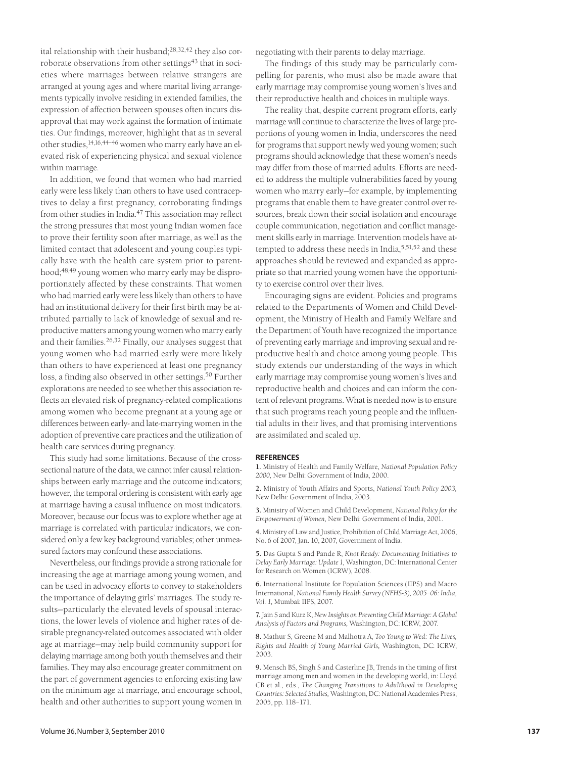ital relationship with their husband;[28,32,42] they also corroborate observations from other settings[43] that in societies where marriages between relative strangers are arranged at young ages and where marital living arrangements typically involve residing in extended families, the expression of affection between spouses often incurs disapproval that may work against the formation of intimate ties. Our findings, moreover, highlight that as in several other studies,[14,16,44–46] women who marry early have an elevated risk of experiencing physical and sexual violence within marriage.

In addition, we found that women who had married early were less likely than others to have used contraceptives to delay a first pregnancy, corroborating findings from other studies in India.[47] This association may reflect the strong pressures that most young Indian women face to prove their fertility soon after marriage, as well as the limited contact that adolescent and young couples typically have with the health care system prior to parenthood;[48,49] young women who marry early may be disproportionately affected by these constraints. That women who had married early were less likely than others to have had an institutional delivery for their first birth may be attributed partially to lack of knowledge of sexual and reproductive matters among young women who marry early and their families.[26,32] Finally, our analyses suggest that young women who had married early were more likely than others to have experienced at least one pregnancy loss, a finding also observed in other settings.[50] Further explorations are needed to see whether this association reflects an elevated risk of pregnancy-related complications among women who become pregnant at a young age or differences between early- and late-marrying women in the adoption of preventive care practices and the utilization of health care services during pregnancy.

This study had some limitations. Because of the cross-sectional nature of the data, we cannot infer causal relationships between early marriage and the outcome indicators; however, the temporal ordering is consistent with early age at marriage having a causal influence on most indicators. Moreover, because our focus was to explore whether age at marriage is correlated with particular indicators, we considered only a few key background variables; other unmeasured factors may confound these associations.

Nevertheless, our findings provide a strong rationale for increasing the age at marriage among young women, and can be used in advocacy efforts to convey to stakeholders the importance of delaying girls' marriages. The study results—particularly the elevated levels of spousal interactions, the lower levels of violence and higher rates of desirable pregnancy-related outcomes associated with older age at marriage—may help build community support for delaying marriage among both youth themselves and their families. They may also encourage greater commitment on the part of government agencies to enforcing existing law on the minimum age at marriage, and encourage school, health and other authorities to support young women in negotiating with their parents to delay marriage.

The findings of this study may be particularly compelling for parents, who must also be made aware that early marriage may compromise young women's lives and their reproductive health and choices in multiple ways.

The reality that, despite current program efforts, early marriage will continue to characterize the lives of large proportions of young women in India, underscores the need for programs that support newly wed young women; such programs should acknowledge that these women's needs may differ from those of married adults. Efforts are needed to address the multiple vulnerabilities faced by young women who marry early—for example, by implementing programs that enable them to have greater control over resources, break down their social isolation and encourage couple communication, negotiation and conflict management skills early in marriage. Intervention models have attempted to address these needs in India,[5,51,52] and these approaches should be reviewed and expanded as appropriate so that married young women have the opportunity to exercise control over their lives.

Encouraging signs are evident. Policies and programs related to the Departments of Women and Child Development, the Ministry of Health and Family Welfare and the Department of Youth have recognized the importance of preventing early marriage and improving sexual and reproductive health and choice among young people. This study extends our understanding of the ways in which early marriage may compromise young women's lives and reproductive health and choices and can inform the content of relevant programs. What is needed now is to ensure that such programs reach young people and the influential adults in their lives, and that promising interventions are assimilated and scaled up.

## REFERENCES

**1.** Ministry of Health and Family Welfare, *National Population Policy 2000,* New Delhi: Government of India, 2000.

**2.** Ministry of Youth Affairs and Sports, *National Youth Policy 2003,* New Delhi: Government of India, 2003.

**3.** Ministry of Women and Child Development, *National Policy for the Empowerment of Women,* New Delhi: Government of India, 2001.

**4.** Ministry of Law and Justice, Prohibition of Child Marriage Act, 2006, No. 6 of 2007, Jan. 10, 2007, Government of India.

**5.** Das Gupta S and Pande R, *Knot Ready: Documenting Initiatives to Delay Early Marriage: Update 1,* Washington, DC: International Center for Research on Women (ICRW), 2008.

**6.** International Institute for Population Sciences (IIPS) and Macro International, *National Family Health Survey (NFHS-3), 2005–06: India, Vol. 1,* Mumbai: IIPS, 2007.

**7.** Jain S and Kurz K, *New Insights on Preventing Child Marriage: A Global Analysis of Factors and Programs,* Washington, DC: ICRW, 2007.

**8.** Mathur S, Greene M and Malhotra A, *Too Young to Wed: The Lives, Rights and Health of Young Married Girls,* Washington, DC: ICRW, 2003.

**9.** Mensch BS, Singh S and Casterline JB, Trends in the timing of first marriage among men and women in the developing world, in: Lloyd CB et al., eds., *The Changing Transitions to Adulthood in Developing Countries: Selected Studies,* Washington, DC: National Academies Press, 2005, pp. 118–171.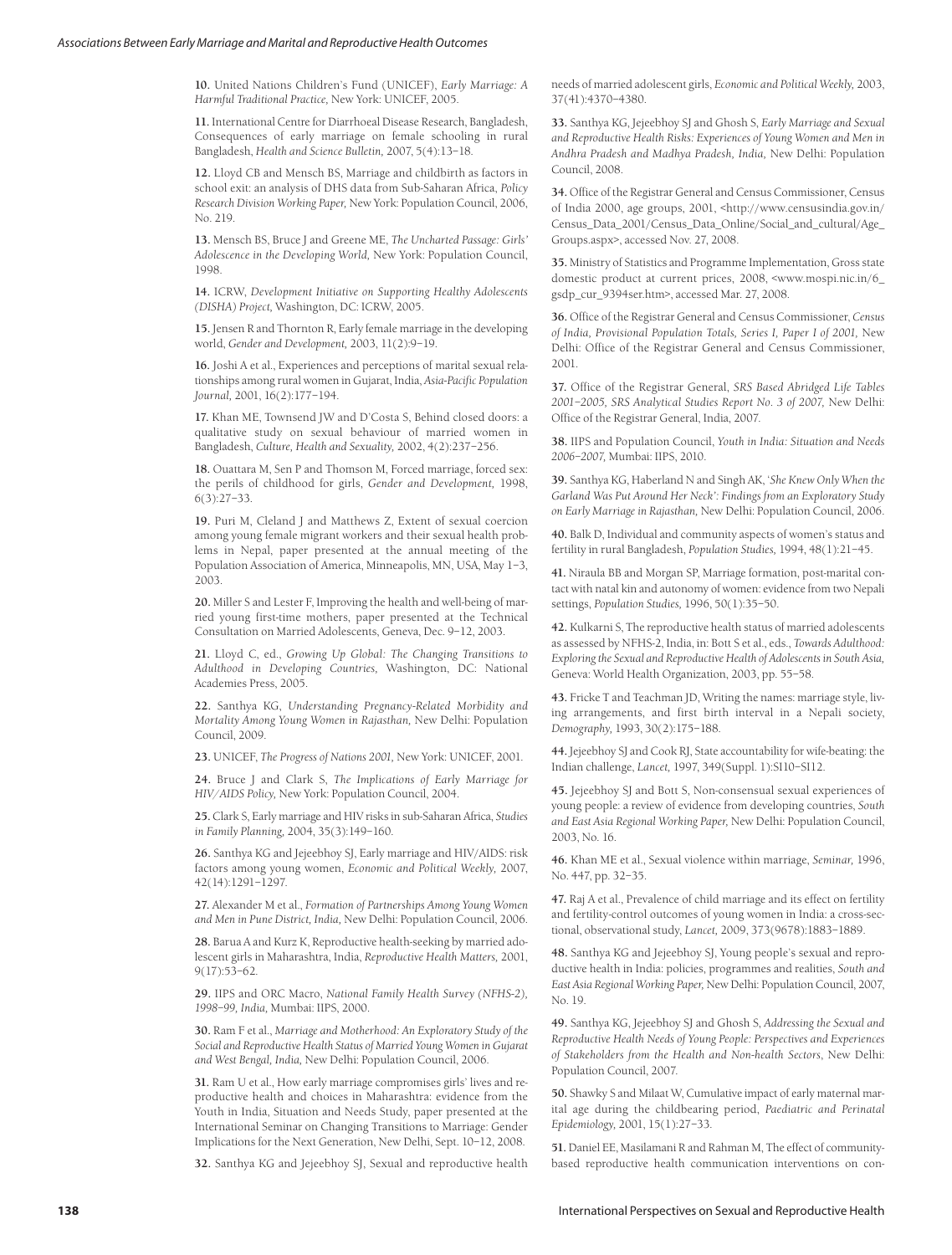**10.** United Nations Children's Fund (UNICEF), *Early Marriage: A Harmful Traditional Practice,* New York: UNICEF, 2005.

**11.** International Centre for Diarrhoeal Disease Research, Bangladesh, Consequences of early marriage on female schooling in rural Bangladesh, *Health and Science Bulletin,* 2007, 5(4):13–18.

**12.** Lloyd CB and Mensch BS, Marriage and childbirth as factors in school exit: an analysis of DHS data from Sub-Saharan Africa, *Policy Research Division Working Paper,* New York: Population Council, 2006, No. 219.

**13.** Mensch BS, Bruce J and Greene ME, *The Uncharted Passage: Girls' Adolescence in the Developing World,* New York: Population Council, 1998.

**14.** ICRW, *Development Initiative on Supporting Healthy Adolescents (DISHA) Project,* Washington, DC: ICRW, 2005.

**15.** Jensen R and Thornton R, Early female marriage in the developing world, *Gender and Development,* 2003, 11(2):9–19.

**16.** Joshi A et al., Experiences and perceptions of marital sexual relationships among rural women in Gujarat, India, *Asia-Pacific Population Journal,* 2001, 16(2):177–194.

**17.** Khan ME, Townsend JW and D'Costa S, Behind closed doors: a qualitative study on sexual behaviour of married women in Bangladesh, *Culture, Health and Sexuality,* 2002, 4(2):237–256.

**18.** Ouattara M, Sen P and Thomson M, Forced marriage, forced sex: the perils of childhood for girls, *Gender and Development,* 1998, 6(3):27–33.

**19.** Puri M, Cleland J and Matthews Z, Extent of sexual coercion among young female migrant workers and their sexual health problems in Nepal, paper presented at the annual meeting of the Population Association of America, Minneapolis, MN, USA, May 1–3, 2003.

**20.** Miller S and Lester F, Improving the health and well-being of married young first-time mothers, paper presented at the Technical Consultation on Married Adolescents, Geneva, Dec. 9–12, 2003.

**21.** Lloyd C, ed., *Growing Up Global: The Changing Transitions to Adulthood in Developing Countries,* Washington, DC: National Academies Press, 2005.

**22.** Santhya KG, *Understanding Pregnancy-Related Morbidity and Mortality Among Young Women in Rajasthan,* New Delhi: Population Council, 2009.

**23.** UNICEF, *The Progress of Nations 2001,* New York: UNICEF, 2001.

**24.** Bruce J and Clark S, *The Implications of Early Marriage for HIV/AIDS Policy,* New York: Population Council, 2004.

**25.** Clark S, Early marriage and HIV risks in sub-Saharan Africa, *Studies in Family Planning,* 2004, 35(3):149–160.

**26.** Santhya KG and Jejeebhoy SJ, Early marriage and HIV/AIDS: risk factors among young women, *Economic and Political Weekly,* 2007, 42(14):1291–1297.

**27.** Alexander M et al., *Formation of Partnerships Among Young Women and Men in Pune District, India,* New Delhi: Population Council, 2006.

**28.** Barua A and Kurz K, Reproductive health-seeking by married adolescent girls in Maharashtra, India, *Reproductive Health Matters,* 2001, 9(17):53–62.

**29.** IIPS and ORC Macro, *National Family Health Survey (NFHS-2), 1998–99, India,* Mumbai: IIPS, 2000.

**30.** Ram F et al., *Marriage and Motherhood: An Exploratory Study of the Social and Reproductive Health Status of Married Young Women in Gujarat and West Bengal, India,* New Delhi: Population Council, 2006.

**31.** Ram U et al., How early marriage compromises girls' lives and reproductive health and choices in Maharashtra: evidence from the Youth in India, Situation and Needs Study, paper presented at the International Seminar on Changing Transitions to Marriage: Gender Implications for the Next Generation, New Delhi, Sept. 10–12, 2008.

**32.** Santhya KG and Jejeebhoy SJ, Sexual and reproductive health needs of married adolescent girls, *Economic and Political Weekly,* 2003, 37(41):4370–4380.

**33.** Santhya KG, Jejeebhoy SJ and Ghosh S, *Early Marriage and Sexual and Reproductive Health Risks: Experiences of Young Women and Men in Andhra Pradesh and Madhya Pradesh, India,* New Delhi: Population Council, 2008.

**34.** Office of the Registrar General and Census Commissioner, Census of India 2000, age groups, 2001, <http://www.censusindia.gov.in/Census_Data_2001/Census_Data_Online/Social_and_cultural/Age_Groups.aspx>, accessed Nov. 27, 2008.

**35.** Ministry of Statistics and Programme Implementation, Gross state domestic product at current prices, 2008, <www.mospi.nic.in/6_gsdp_cur_9394ser.htm>, accessed Mar. 27, 2008.

**36.** Office of the Registrar General and Census Commissioner, *Census of India, Provisional Population Totals, Series I, Paper I of 2001,* New Delhi: Office of the Registrar General and Census Commissioner, 2001.

**37.** Office of the Registrar General, *SRS Based Abridged Life Tables 2001–2005, SRS Analytical Studies Report No. 3 of 2007,* New Delhi: Office of the Registrar General, India, 2007.

**38.** IIPS and Population Council, *Youth in India: Situation and Needs 2006–2007,* Mumbai: IIPS, 2010.

**39.** Santhya KG, Haberland N and Singh AK, *'She Knew Only When the Garland Was Put Around Her Neck': Findings from an Exploratory Study on Early Marriage in Rajasthan,* New Delhi: Population Council, 2006.

**40.** Balk D, Individual and community aspects of women's status and fertility in rural Bangladesh, *Population Studies,* 1994, 48(1):21–45.

**41.** Niraula BB and Morgan SP, Marriage formation, post-marital contact with natal kin and autonomy of women: evidence from two Nepali settings, *Population Studies,* 1996, 50(1):35–50.

**42.** Kulkarni S, The reproductive health status of married adolescents as assessed by NFHS-2, India, in: Bott S et al., eds., *Towards Adulthood: Exploring the Sexual and Reproductive Health of Adolescents in South Asia,* Geneva: World Health Organization, 2003, pp. 55–58.

**43.** Fricke T and Teachman JD, Writing the names: marriage style, living arrangements, and first birth interval in a Nepali society, *Demography,* 1993, 30(2):175–188.

**44.** Jejeebhoy SJ and Cook RJ, State accountability for wife-beating: the Indian challenge, *Lancet,* 1997, 349(Suppl. 1):SI10–SI12.

**45.** Jejeebhoy SJ and Bott S, Non-consensual sexual experiences of young people: a review of evidence from developing countries, *South and East Asia Regional Working Paper,* New Delhi: Population Council, 2003, No. 16.

**46.** Khan ME et al., Sexual violence within marriage, *Seminar,* 1996, No. 447, pp. 32–35.

**47.** Raj A et al., Prevalence of child marriage and its effect on fertility and fertility-control outcomes of young women in India: a cross-sectional, observational study, *Lancet,* 2009, 373(9678):1883–1889.

**48.** Santhya KG and Jejeebhoy SJ, Young people's sexual and reproductive health in India: policies, programmes and realities, *South and East Asia Regional Working Paper,* New Delhi: Population Council, 2007, No. 19.

**49.** Santhya KG, Jejeebhoy SJ and Ghosh S, *Addressing the Sexual and Reproductive Health Needs of Young People: Perspectives and Experiences of Stakeholders from the Health and Non-health Sectors,* New Delhi: Population Council, 2007.

**50.** Shawky S and Milaat W, Cumulative impact of early maternal marital age during the childbearing period, *Paediatric and Perinatal Epidemiology,* 2001, 15(1):27–33.

**51.** Daniel EE, Masilamani R and Rahman M, The effect of community-based reproductive health communication interventions on con-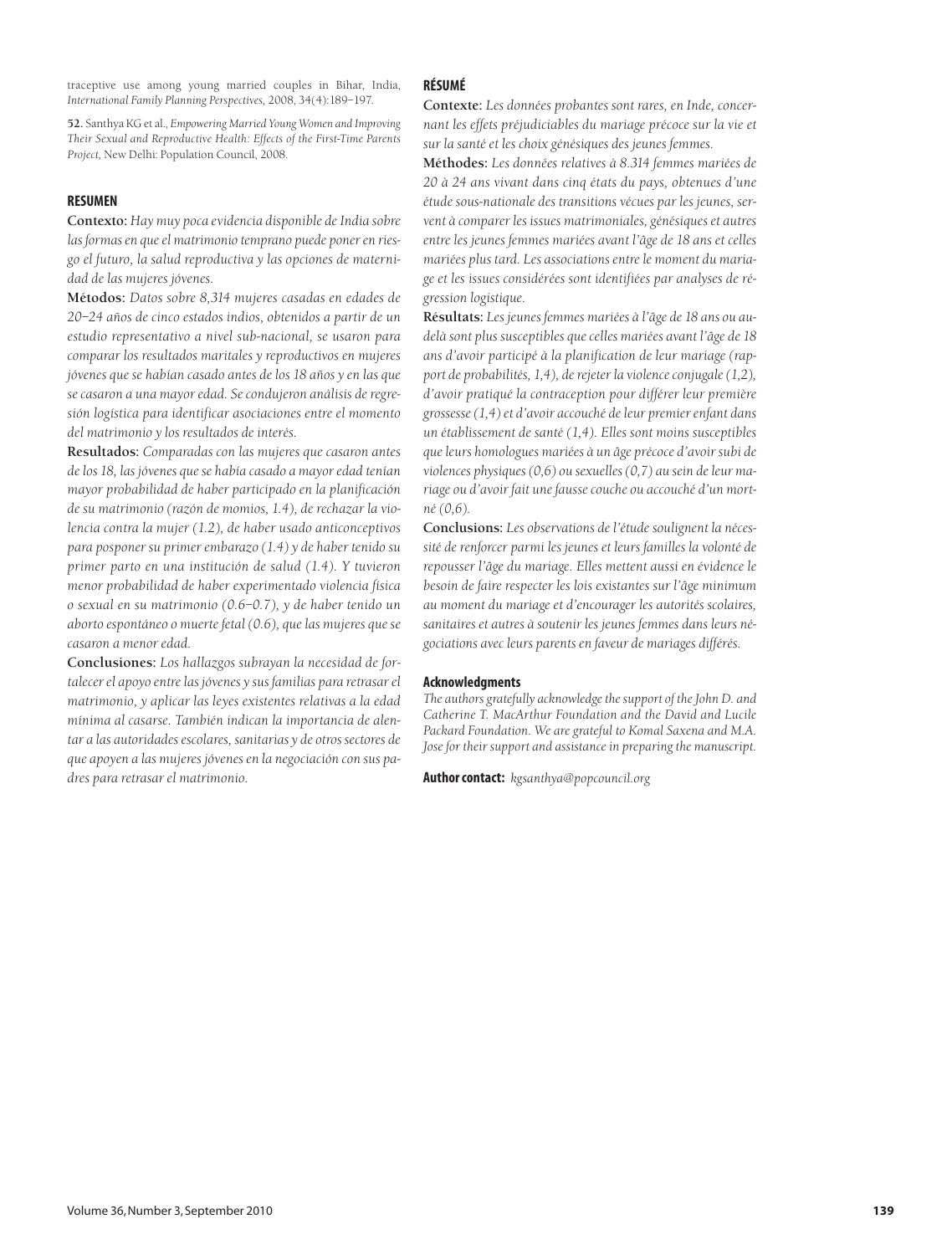traceptive use among young married couples in Bihar, India, *International Family Planning Perspectives,* 2008, 34(4):189–197.

**52.** Santhya KG et al., *Empowering Married Young Women and Improving Their Sexual and Reproductive Health: Effects of the First-Time Parents Project,* New Delhi: Population Council, 2008.

### RESUMEN

**Contexto:** *Hay muy poca evidencia disponible de India sobre las formas en que el matrimonio temprano puede poner en riesgo el futuro, la salud reproductiva y las opciones de maternidad de las mujeres jóvenes.*

**Métodos:** *Datos sobre 8,314 mujeres casadas en edades de 20–24 años de cinco estados indios, obtenidos a partir de un estudio representativo a nivel sub-nacional, se usaron para comparar los resultados maritales y reproductivos en mujeres jóvenes que se habían casado antes de los 18 años y en las que se casaron a una mayor edad. Se condujeron análisis de regresión logística para identificar asociaciones entre el momento del matrimonio y los resultados de interés.*

**Resultados:** *Comparadas con las mujeres que casaron antes de los 18, las jóvenes que se había casado a mayor edad tenían mayor probabilidad de haber participado en la planificación de su matrimonio (razón de momios, 1.4), de rechazar la violencia contra la mujer (1.2), de haber usado anticonceptivos para posponer su primer embarazo (1.4) y de haber tenido su primer parto en una institución de salud (1.4). Y tuvieron menor probabilidad de haber experimentado violencia física o sexual en su matrimonio (0.6–0.7), y de haber tenido un aborto espontáneo o muerte fetal (0.6), que las mujeres que se casaron a menor edad.*

**Conclusiones:** *Los hallazgos subrayan la necesidad de fortalecer el apoyo entre las jóvenes y sus familias para retrasar el matrimonio, y aplicar las leyes existentes relativas a la edad mínima al casarse. También indican la importancia de alentar a las autoridades escolares, sanitarias y de otros sectores de que apoyen a las mujeres jóvenes en la negociación con sus padres para retrasar el matrimonio.*

### RÉSUMÉ

**Contexte:** *Les données probantes sont rares, en Inde, concernant les effets préjudiciables du mariage précoce sur la vie et sur la santé et les choix génésiques des jeunes femmes.*

**Méthodes:** *Les données relatives à 8.314 femmes mariées de 20 à 24 ans vivant dans cinq états du pays, obtenues d'une étude sous-nationale des transitions vécues par les jeunes, servent à comparer les issues matrimoniales, génésiques et autres entre les jeunes femmes mariées avant l'âge de 18 ans et celles mariées plus tard. Les associations entre le moment du mariage et les issues considérées sont identifiées par analyses de régression logistique.*

**Résultats:** *Les jeunes femmes mariées à l'âge de 18 ans ou au-delà sont plus susceptibles que celles mariées avant l'âge de 18 ans d'avoir participé à la planification de leur mariage (rapport de probabilités, 1,4), de rejeter la violence conjugale (1,2), d'avoir pratiqué la contraception pour différer leur première grossesse (1,4) et d'avoir accouché de leur premier enfant dans un établissement de santé (1,4). Elles sont moins susceptibles que leurs homologues mariées à un âge précoce d'avoir subi de violences physiques (0,6) ou sexuelles (0,7) au sein de leur mariage ou d'avoir fait une fausse couche ou accouché d'un mort-né (0,6).*

**Conclusions:** *Les observations de l'étude soulignent la nécessité de renforcer parmi les jeunes et leurs familles la volonté de repousser l'âge du mariage. Elles mettent aussi en évidence le besoin de faire respecter les lois existantes sur l'âge minimum au moment du mariage et d'encourager les autorités scolaires, sanitaires et autres à soutenir les jeunes femmes dans leurs négociations avec leurs parents en faveur de mariages différés.*

### Acknowledgments

*The authors gratefully acknowledge the support of the John D. and Catherine T. MacArthur Foundation and the David and Lucile Packard Foundation. We are grateful to Komal Saxena and M.A. Jose for their support and assistance in preparing the manuscript.*

**Author contact:** *kgsanthya@popcouncil.org*